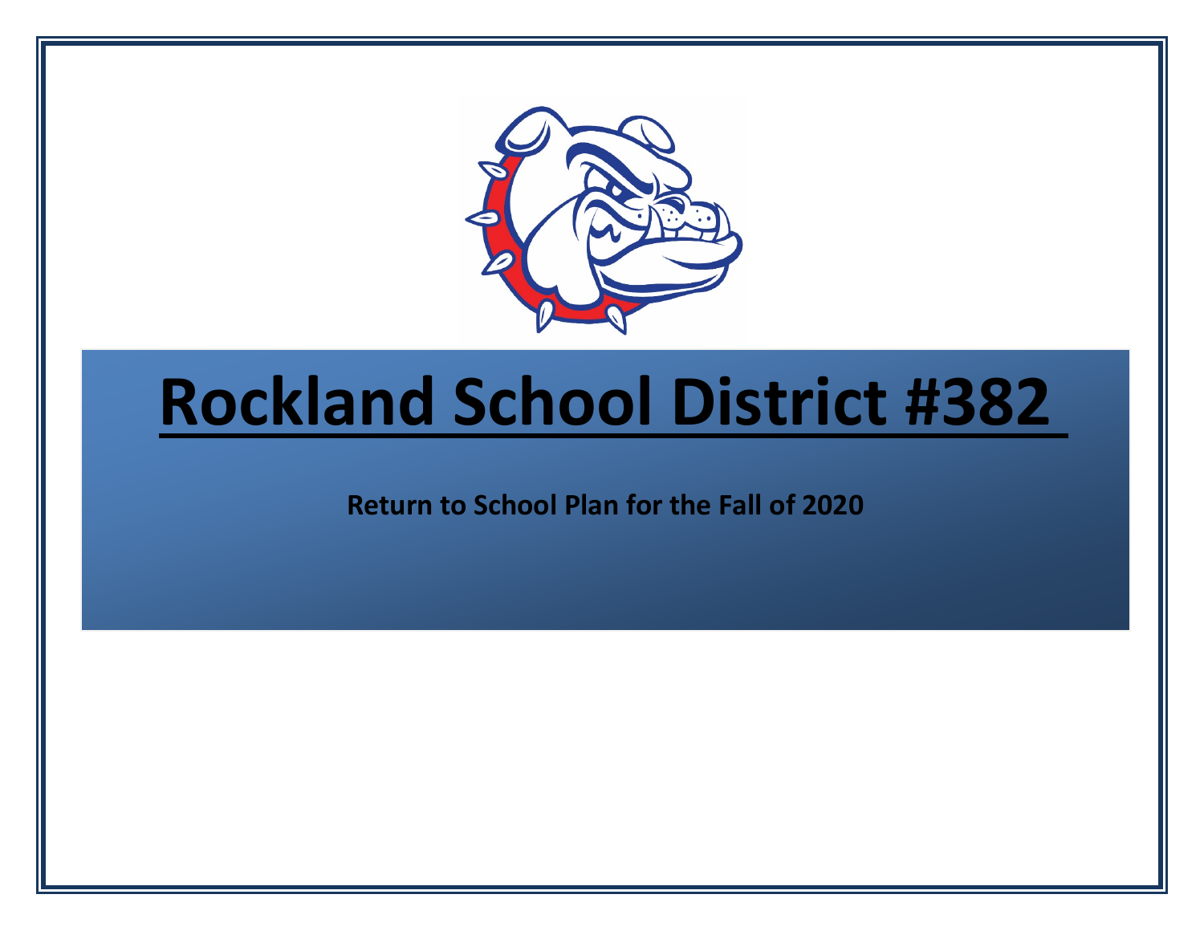# Rockland School District #382

**Return to School Plan for the Fall of 2020**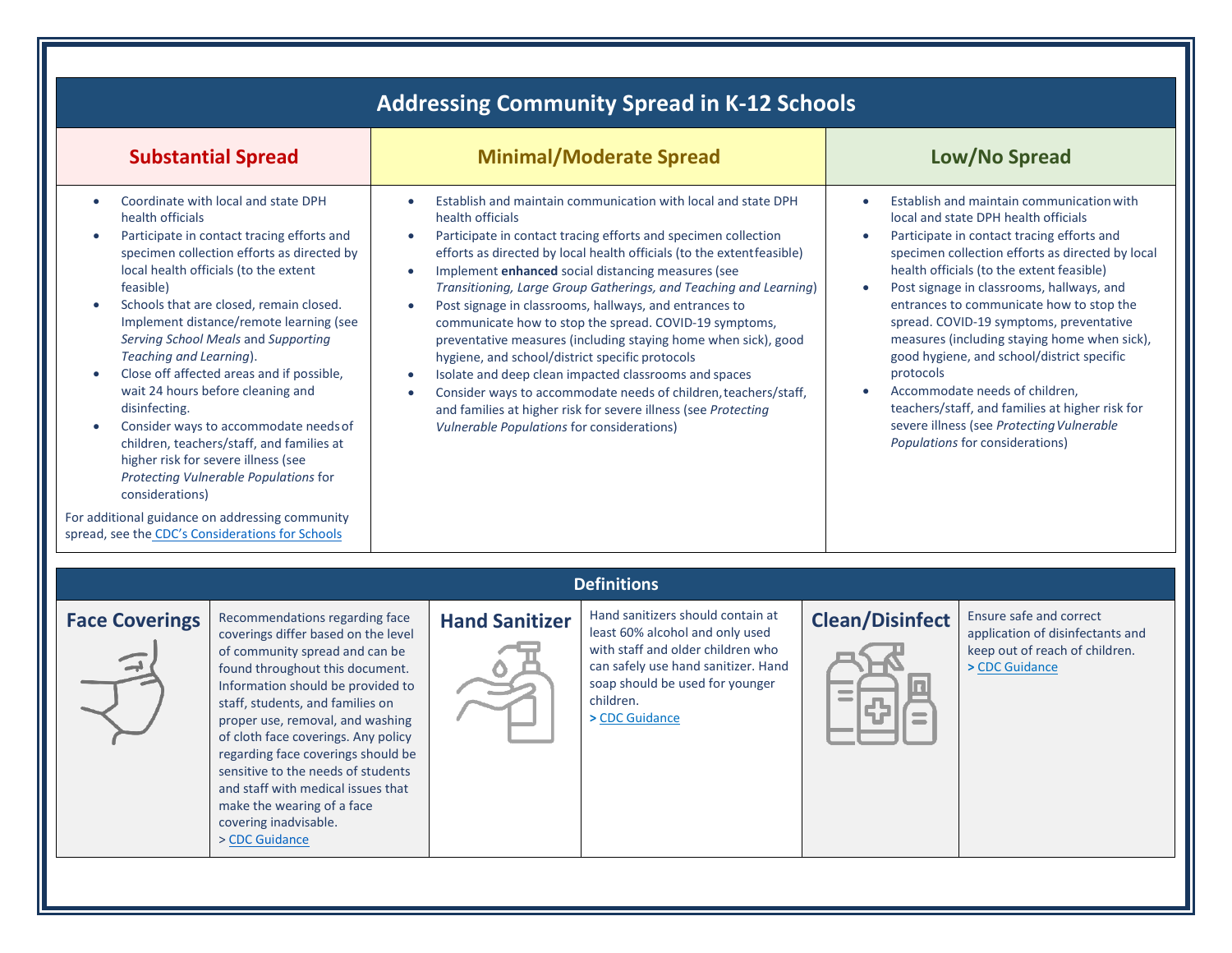# Addressing Community Spread in K-12 Schools

## Substantial Spread

- Coordinate with local and state DPH health officials
- Participate in contact tracing efforts and specimen collection efforts as directed by local health officials (to the extent feasible)
- Schools that are closed, remain closed. Implement distance/remote learning (see *Serving School Meals* and *Supporting Teaching and Learning*).
- Close off affected areas and if possible, wait 24 hours before cleaning and disinfecting.
- Consider ways to accommodate needs of children, teachers/staff, and families at higher risk for severe illness (see *Protecting Vulnerable Populations* for considerations)

For additional guidance on addressing community spread, see the CDC's Considerations for Schools

## Minimal/Moderate Spread

- Establish and maintain communication with local and state DPH health officials
- Participate in contact tracing efforts and specimen collection efforts as directed by local health officials (to the extent feasible)
- Implement **enhanced** social distancing measures (see *Transitioning, Large Group Gatherings, and Teaching and Learning*)
- Post signage in classrooms, hallways, and entrances to communicate how to stop the spread. COVID-19 symptoms, preventative measures (including staying home when sick), good hygiene, and school/district specific protocols
- Isolate and deep clean impacted classrooms and spaces
- Consider ways to accommodate needs of children, teachers/staff, and families at higher risk for severe illness (see *Protecting Vulnerable Populations* for considerations)

## Low/No Spread

- Establish and maintain communication with local and state DPH health officials
- Participate in contact tracing efforts and specimen collection efforts as directed by local health officials (to the extent feasible)
- Post signage in classrooms, hallways, and entrances to communicate how to stop the spread. COVID-19 symptoms, preventative measures (including staying home when sick), good hygiene, and school/district specific protocols
- Accommodate needs of children, teachers/staff, and families at higher risk for severe illness (see *Protecting Vulnerable Populations* for considerations)

## Definitions

### Face Coverings

Recommendations regarding face coverings differ based on the level of community spread and can be found throughout this document. Information should be provided to staff, students, and families on proper use, removal, and washing of cloth face coverings. Any policy regarding face coverings should be sensitive to the needs of students and staff with medical issues that make the wearing of a face covering inadvisable.
> CDC Guidance

### Hand Sanitizer

Hand sanitizers should contain at least 60% alcohol and only used with staff and older children who can safely use hand sanitizer. Hand soap should be used for younger children.
> CDC Guidance

### Clean/Disinfect

Ensure safe and correct application of disinfectants and keep out of reach of children.
> CDC Guidance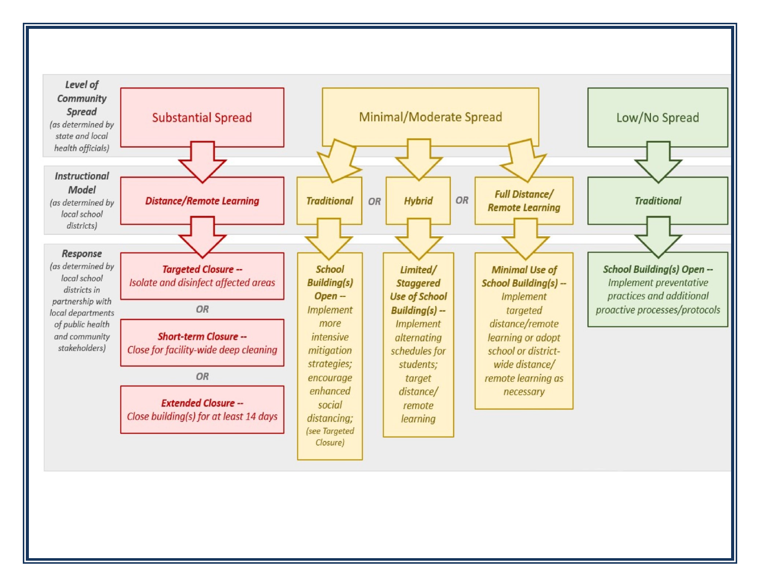| **Level of Community Spread** (as determined by state and local health officials) | Substantial Spread | Minimal/Moderate Spread | | | Low/No Spread |
|---|---|---|---|---|---|
| **Instructional Model** (as determined by local school districts) | ***Distance/Remote Learning*** | ***Traditional*** OR | ***Hybrid*** OR | ***Full Distance/ Remote Learning*** | ***Traditional*** |
| **Response** (as determined by local school districts in partnership with local departments of public health and community stakeholders) | ***Targeted Closure --*** *Isolate and disinfect affected areas* OR ***Short-term Closure --*** *Close for facility-wide deep cleaning* OR ***Extended Closure --*** *Close building(s) for at least 14 days* | ***School Building(s) Open --*** *Implement more intensive mitigation strategies; encourage enhanced social distancing; (see Targeted Closure)* | ***Limited/ Staggered Use of School Building(s) --*** *Implement alternating schedules for students; target distance/ remote learning* | ***Minimal Use of School Building(s) --*** *Implement targeted distance/remote learning or adopt school or district-wide distance/ remote learning as necessary* | ***School Building(s) Open --*** *Implement preventative practices and additional proactive processes/protocols* |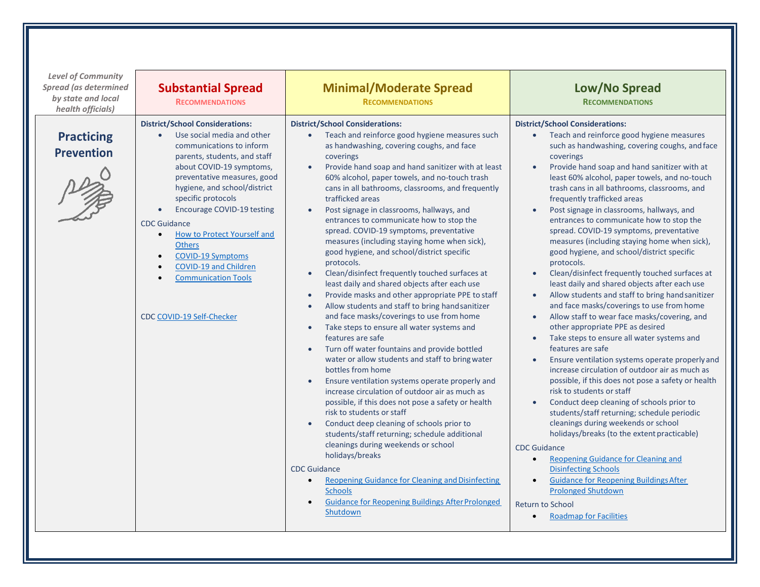| *Level of Community Spread (as determined by state and local health officials)* | **Substantial Spread** RECOMMENDATIONS | **Minimal/Moderate Spread** RECOMMENDATIONS | **Low/No Spread** RECOMMENDATIONS |
|---|---|---|---|
| **Practicing Prevention** | **District/School Considerations:**<br>• Use social media and other communications to inform parents, students, and staff about COVID-19 symptoms, preventative measures, good hygiene, and school/district specific protocols<br>• Encourage COVID-19 testing<br><br>CDC Guidance<br>• How to Protect Yourself and Others<br>• COVID-19 Symptoms<br>• COVID-19 and Children<br>• Communication Tools<br><br>CDC COVID-19 Self-Checker | **District/School Considerations:**<br>• Teach and reinforce good hygiene measures such as handwashing, covering coughs, and face coverings<br>• Provide hand soap and hand sanitizer with at least 60% alcohol, paper towels, and no-touch trash cans in all bathrooms, classrooms, and frequently trafficked areas<br>• Post signage in classrooms, hallways, and entrances to communicate how to stop the spread. COVID-19 symptoms, preventative measures (including staying home when sick), good hygiene, and school/district specific protocols.<br>• Clean/disinfect frequently touched surfaces at least daily and shared objects after each use<br>• Provide masks and other appropriate PPE to staff<br>• Allow students and staff to bring hand sanitizer and face masks/coverings to use from home<br>• Take steps to ensure all water systems and features are safe<br>• Turn off water fountains and provide bottled water or allow students and staff to bring water bottles from home<br>• Ensure ventilation systems operate properly and increase circulation of outdoor air as much as possible, if this does not pose a safety or health risk to students or staff<br>• Conduct deep cleaning of schools prior to students/staff returning; schedule additional cleanings during weekends or school holidays/breaks<br><br>CDC Guidance<br>• Reopening Guidance for Cleaning and Disinfecting Schools<br>• Guidance for Reopening Buildings After Prolonged Shutdown | **District/School Considerations:**<br>• Teach and reinforce good hygiene measures such as handwashing, covering coughs, and face coverings<br>• Provide hand soap and hand sanitizer with at least 60% alcohol, paper towels, and no-touch trash cans in all bathrooms, classrooms, and frequently trafficked areas<br>• Post signage in classrooms, hallways, and entrances to communicate how to stop the spread. COVID-19 symptoms, preventative measures (including staying home when sick), good hygiene, and school/district specific protocols.<br>• Clean/disinfect frequently touched surfaces at least daily and shared objects after each use<br>• Allow students and staff to bring hand sanitizer and face masks/coverings to use from home<br>• Allow staff to wear face masks/covering, and other appropriate PPE as desired<br>• Take steps to ensure all water systems and features are safe<br>• Ensure ventilation systems operate properly and increase circulation of outdoor air as much as possible, if this does not pose a safety or health risk to students or staff<br>• Conduct deep cleaning of schools prior to students/staff returning; schedule periodic cleanings during weekends or school holidays/breaks (to the extent practicable)<br><br>CDC Guidance<br>• Reopening Guidance for Cleaning and Disinfecting Schools<br>• Guidance for Reopening Buildings After Prolonged Shutdown<br><br>Return to School<br>• Roadmap for Facilities |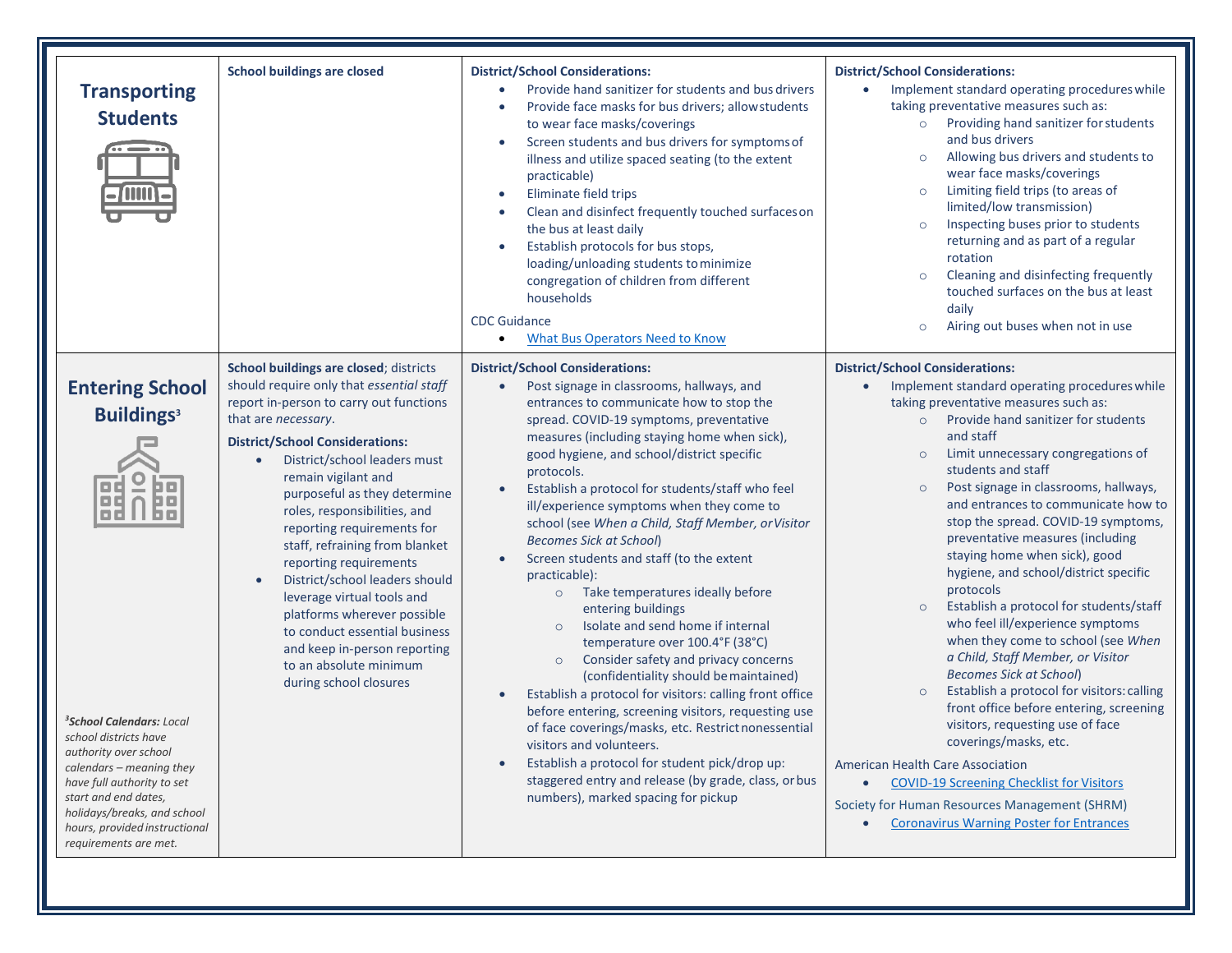| | | | |
|---|---|---|---|
| **Transporting Students** | **School buildings are closed** | **District/School Considerations:**<br>• Provide hand sanitizer for students and bus drivers<br>• Provide face masks for bus drivers; allow students to wear face masks/coverings<br>• Screen students and bus drivers for symptoms of illness and utilize spaced seating (to the extent practicable)<br>• Eliminate field trips<br>• Clean and disinfect frequently touched surfaces on the bus at least daily<br>• Establish protocols for bus stops, loading/unloading students to minimize congregation of children from different households<br><br>CDC Guidance<br>• What Bus Operators Need to Know | **District/School Considerations:**<br>• Implement standard operating procedures while taking preventative measures such as:<br>  ○ Providing hand sanitizer for students and bus drivers<br>  ○ Allowing bus drivers and students to wear face masks/coverings<br>  ○ Limiting field trips (to areas of limited/low transmission)<br>  ○ Inspecting buses prior to students returning and as part of a regular rotation<br>  ○ Cleaning and disinfecting frequently touched surfaces on the bus at least daily<br>  ○ Airing out buses when not in use |
| **Entering School Buildings**[3]<br><br>[3]***School Calendars:*** *Local school districts have authority over school calendars – meaning they have full authority to set start and end dates, holidays/breaks, and school hours, provided instructional requirements are met.* | **School buildings are closed**; districts should require only that *essential staff* report in-person to carry out functions that are *necessary*.<br><br>**District/School Considerations:**<br>• District/school leaders must remain vigilant and purposeful as they determine roles, responsibilities, and reporting requirements for staff, refraining from blanket reporting requirements<br>• District/school leaders should leverage virtual tools and platforms wherever possible to conduct essential business and keep in-person reporting to an absolute minimum during school closures | **District/School Considerations:**<br>• Post signage in classrooms, hallways, and entrances to communicate how to stop the spread. COVID-19 symptoms, preventative measures (including staying home when sick), good hygiene, and school/district specific protocols.<br>• Establish a protocol for students/staff who feel ill/experience symptoms when they come to school (see *When a Child, Staff Member, or Visitor Becomes Sick at School*)<br>• Screen students and staff (to the extent practicable):<br>  ○ Take temperatures ideally before entering buildings<br>  ○ Isolate and send home if internal temperature over 100.4°F (38°C)<br>  ○ Consider safety and privacy concerns (confidentiality should be maintained)<br>• Establish a protocol for visitors: calling front office before entering, screening visitors, requesting use of face coverings/masks, etc. Restrict nonessential visitors and volunteers.<br>• Establish a protocol for student pick/drop up: staggered entry and release (by grade, class, or bus numbers), marked spacing for pickup | **District/School Considerations:**<br>• Implement standard operating procedures while taking preventative measures such as:<br>  ○ Provide hand sanitizer for students and staff<br>  ○ Limit unnecessary congregations of students and staff<br>  ○ Post signage in classrooms, hallways, and entrances to communicate how to stop the spread. COVID-19 symptoms, preventative measures (including staying home when sick), good hygiene, and school/district specific protocols<br>  ○ Establish a protocol for students/staff who feel ill/experience symptoms when they come to school (see *When a Child, Staff Member, or Visitor Becomes Sick at School*)<br>  ○ Establish a protocol for visitors: calling front office before entering, screening visitors, requesting use of face coverings/masks, etc.<br><br>American Health Care Association<br>• COVID-19 Screening Checklist for Visitors<br><br>Society for Human Resources Management (SHRM)<br>• Coronavirus Warning Poster for Entrances |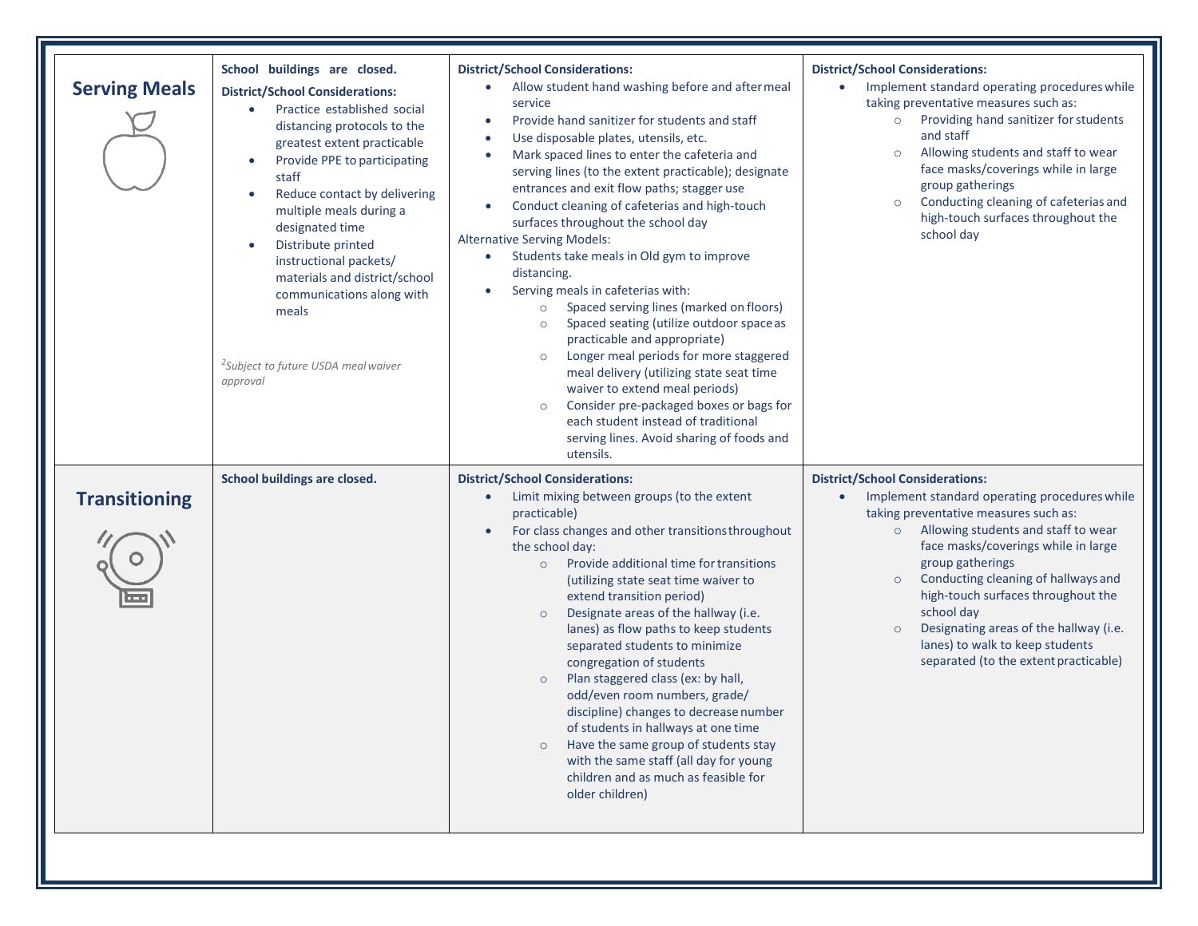| | | | |
|---|---|---|---|
| **Serving Meals** | **School buildings are closed.**<br>**District/School Considerations:**<br>• Practice established social distancing protocols to the greatest extent practicable<br>• Provide PPE to participating staff<br>• Reduce contact by delivering multiple meals during a designated time<br>• Distribute printed instructional packets/ materials and district/school communications along with meals<br><br>*[2]Subject to future USDA meal waiver approval* | **District/School Considerations:**<br>• Allow student hand washing before and after meal service<br>• Provide hand sanitizer for students and staff<br>• Use disposable plates, utensils, etc.<br>• Mark spaced lines to enter the cafeteria and serving lines (to the extent practicable); designate entrances and exit flow paths; stagger use<br>• Conduct cleaning of cafeterias and high-touch surfaces throughout the school day<br>Alternative Serving Models:<br>• Students take meals in Old gym to improve distancing.<br>• Serving meals in cafeterias with:<br>&nbsp;&nbsp;○ Spaced serving lines (marked on floors)<br>&nbsp;&nbsp;○ Spaced seating (utilize outdoor space as practicable and appropriate)<br>&nbsp;&nbsp;○ Longer meal periods for more staggered meal delivery (utilizing state seat time waiver to extend meal periods)<br>&nbsp;&nbsp;○ Consider pre-packaged boxes or bags for each student instead of traditional serving lines. Avoid sharing of foods and utensils. | **District/School Considerations:**<br>• Implement standard operating procedures while taking preventative measures such as:<br>&nbsp;&nbsp;○ Providing hand sanitizer for students and staff<br>&nbsp;&nbsp;○ Allowing students and staff to wear face masks/coverings while in large group gatherings<br>&nbsp;&nbsp;○ Conducting cleaning of cafeterias and high-touch surfaces throughout the school day |
| **Transitioning** | **School buildings are closed.** | **District/School Considerations:**<br>• Limit mixing between groups (to the extent practicable)<br>• For class changes and other transitions throughout the school day:<br>&nbsp;&nbsp;○ Provide additional time for transitions (utilizing state seat time waiver to extend transition period)<br>&nbsp;&nbsp;○ Designate areas of the hallway (i.e. lanes) as flow paths to keep students separated students to minimize congregation of students<br>&nbsp;&nbsp;○ Plan staggered class (ex: by hall, odd/even room numbers, grade/ discipline) changes to decrease number of students in hallways at one time<br>&nbsp;&nbsp;○ Have the same group of students stay with the same staff (all day for young children and as much as feasible for older children) | **District/School Considerations:**<br>• Implement standard operating procedures while taking preventative measures such as:<br>&nbsp;&nbsp;○ Allowing students and staff to wear face masks/coverings while in large group gatherings<br>&nbsp;&nbsp;○ Conducting cleaning of hallways and high-touch surfaces throughout the school day<br>&nbsp;&nbsp;○ Designating areas of the hallway (i.e. lanes) to walk to keep students separated (to the extent practicable) |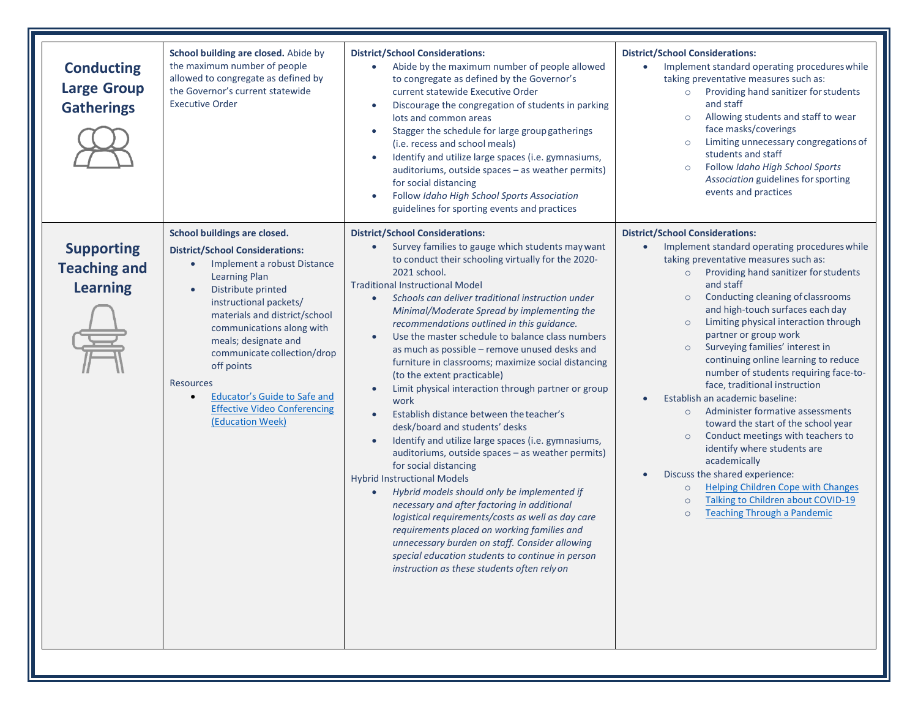| | | | |
|---|---|---|---|
| **Conducting Large Group Gatherings** | **School building are closed.** Abide by the maximum number of people allowed to congregate as defined by the Governor's current statewide Executive Order | **District/School Considerations:**<br>• Abide by the maximum number of people allowed to congregate as defined by the Governor's current statewide Executive Order<br>• Discourage the congregation of students in parking lots and common areas<br>• Stagger the schedule for large group gatherings (i.e. recess and school meals)<br>• Identify and utilize large spaces (i.e. gymnasiums, auditoriums, outside spaces – as weather permits) for social distancing<br>• Follow *Idaho High School Sports Association* guidelines for sporting events and practices | **District/School Considerations:**<br>• Implement standard operating procedures while taking preventative measures such as:<br>  ○ Providing hand sanitizer for students and staff<br>  ○ Allowing students and staff to wear face masks/coverings<br>  ○ Limiting unnecessary congregations of students and staff<br>  ○ Follow *Idaho High School Sports Association* guidelines for sporting events and practices |
| **Supporting Teaching and Learning** | **School buildings are closed.**<br>**District/School Considerations:**<br>• Implement a robust Distance Learning Plan<br>• Distribute printed instructional packets/ materials and district/school communications along with meals; designate and communicate collection/drop off points<br>Resources<br>• [Educator's Guide to Safe and Effective Video Conferencing (Education Week)]() | **District/School Considerations:**<br>• Survey families to gauge which students may want to conduct their schooling virtually for the 2020-2021 school.<br>Traditional Instructional Model<br>• *Schools can deliver traditional instruction under Minimal/Moderate Spread by implementing the recommendations outlined in this guidance.*<br>• Use the master schedule to balance class numbers as much as possible – remove unused desks and furniture in classrooms; maximize social distancing (to the extent practicable)<br>• Limit physical interaction through partner or group work<br>• Establish distance between the teacher's desk/board and students' desks<br>• Identify and utilize large spaces (i.e. gymnasiums, auditoriums, outside spaces – as weather permits) for social distancing<br>Hybrid Instructional Models<br>• *Hybrid models should only be implemented if necessary and after factoring in additional logistical requirements/costs as well as day care requirements placed on working families and unnecessary burden on staff. Consider allowing special education students to continue in person instruction as these students often rely on* | **District/School Considerations:**<br>• Implement standard operating procedures while taking preventative measures such as:<br>  ○ Providing hand sanitizer for students and staff<br>  ○ Conducting cleaning of classrooms and high-touch surfaces each day<br>  ○ Limiting physical interaction through partner or group work<br>  ○ Surveying families' interest in continuing online learning to reduce number of students requiring face-to-face, traditional instruction<br>• Establish an academic baseline:<br>  ○ Administer formative assessments toward the start of the school year<br>  ○ Conduct meetings with teachers to identify where students are academically<br>• Discuss the shared experience:<br>  ○ [Helping Children Cope with Changes]()<br>  ○ [Talking to Children about COVID-19]()<br>  ○ [Teaching Through a Pandemic]() |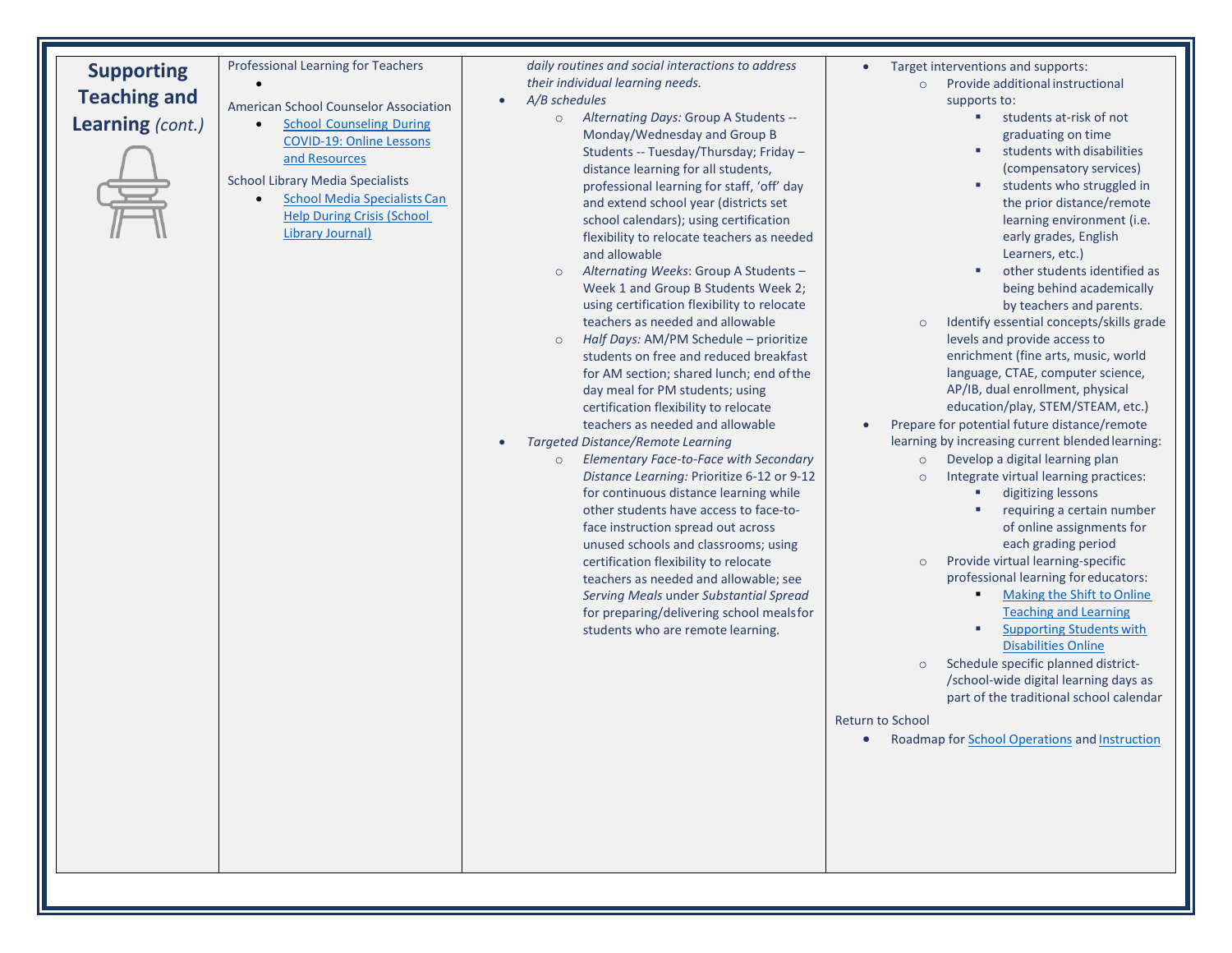| **Supporting Teaching and Learning** *(cont.)* | Professional Learning for Teachers<br>•<br>American School Counselor Association<br>• School Counseling During COVID-19: Online Lessons and Resources<br>School Library Media Specialists<br>• School Media Specialists Can Help During Crisis (School Library Journal) | *daily routines and social interactions to address their individual learning needs.*<br>• *A/B schedules*<br>&nbsp;&nbsp;○ *Alternating Days:* Group A Students -- Monday/Wednesday and Group B Students -- Tuesday/Thursday; Friday – distance learning for all students, professional learning for staff, 'off' day and extend school year (districts set school calendars); using certification flexibility to relocate teachers as needed and allowable<br>&nbsp;&nbsp;○ *Alternating Weeks*: Group A Students – Week 1 and Group B Students Week 2; using certification flexibility to relocate teachers as needed and allowable<br>&nbsp;&nbsp;○ *Half Days:* AM/PM Schedule – prioritize students on free and reduced breakfast for AM section; shared lunch; end of the day meal for PM students; using certification flexibility to relocate teachers as needed and allowable<br>• *Targeted Distance/Remote Learning*<br>&nbsp;&nbsp;○ *Elementary Face-to-Face with Secondary Distance Learning:* Prioritize 6-12 or 9-12 for continuous distance learning while other students have access to face-to-face instruction spread out across unused schools and classrooms; using certification flexibility to relocate teachers as needed and allowable; see *Serving Meals* under *Substantial Spread* for preparing/delivering school meals for students who are remote learning. | • Target interventions and supports:<br>&nbsp;&nbsp;○ Provide additional instructional supports to:<br>&nbsp;&nbsp;&nbsp;&nbsp;▪ students at-risk of not graduating on time<br>&nbsp;&nbsp;&nbsp;&nbsp;▪ students with disabilities (compensatory services)<br>&nbsp;&nbsp;&nbsp;&nbsp;▪ students who struggled in the prior distance/remote learning environment (i.e. early grades, English Learners, etc.)<br>&nbsp;&nbsp;&nbsp;&nbsp;▪ other students identified as being behind academically by teachers and parents.<br>&nbsp;&nbsp;○ Identify essential concepts/skills grade levels and provide access to enrichment (fine arts, music, world language, CTAE, computer science, AP/IB, dual enrollment, physical education/play, STEM/STEAM, etc.)<br>• Prepare for potential future distance/remote learning by increasing current blended learning:<br>&nbsp;&nbsp;○ Develop a digital learning plan<br>&nbsp;&nbsp;○ Integrate virtual learning practices:<br>&nbsp;&nbsp;&nbsp;&nbsp;▪ digitizing lessons<br>&nbsp;&nbsp;&nbsp;&nbsp;▪ requiring a certain number of online assignments for each grading period<br>&nbsp;&nbsp;○ Provide virtual learning-specific professional learning for educators:<br>&nbsp;&nbsp;&nbsp;&nbsp;▪ Making the Shift to Online Teaching and Learning<br>&nbsp;&nbsp;&nbsp;&nbsp;▪ Supporting Students with Disabilities Online<br>&nbsp;&nbsp;○ Schedule specific planned district-/school-wide digital learning days as part of the traditional school calendar<br>Return to School<br>• Roadmap for School Operations and Instruction |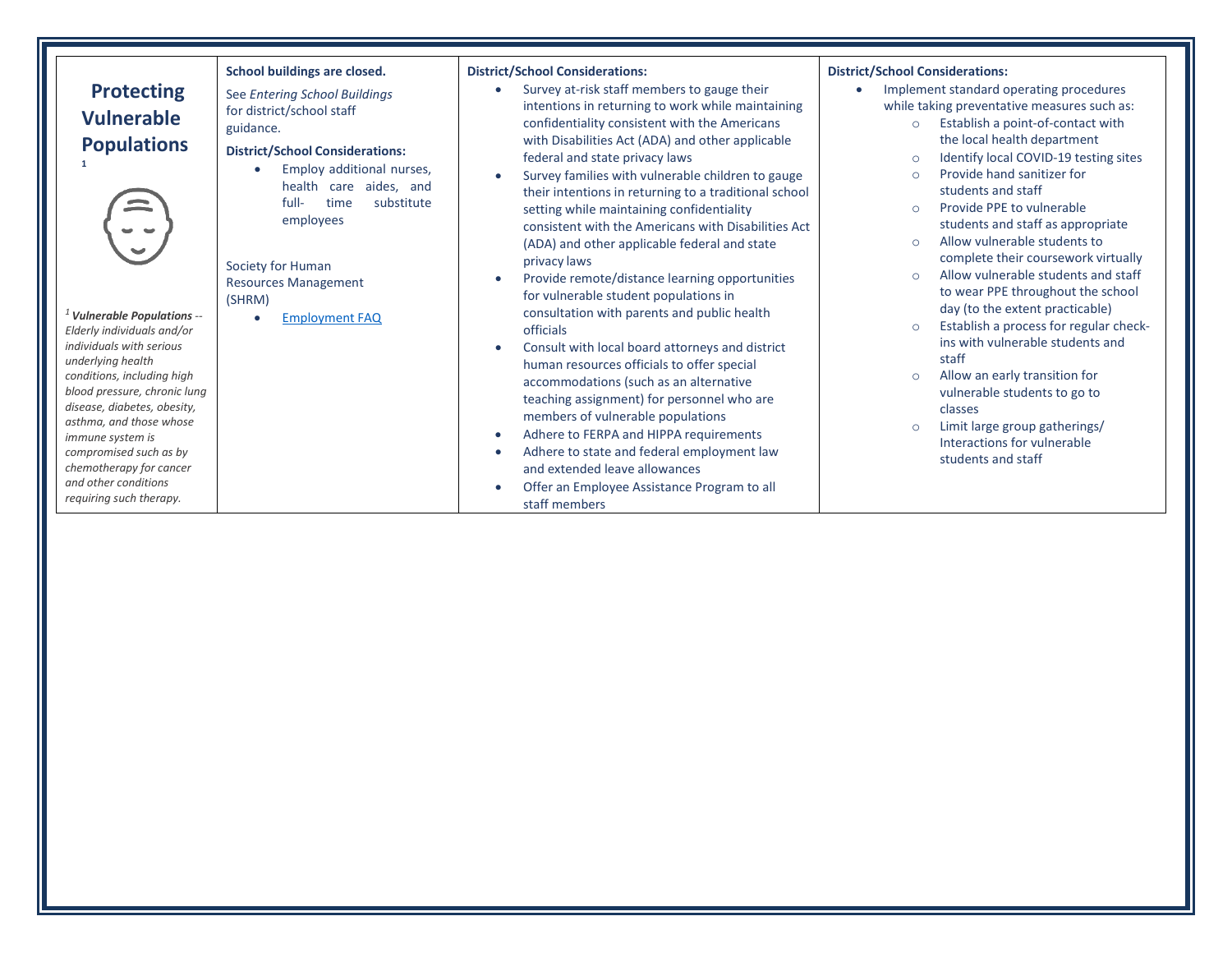| **Protecting Vulnerable Populations** [1]<br><br>[1] ***Vulnerable Populations*** *-- Elderly individuals and/or individuals with serious underlying health conditions, including high blood pressure, chronic lung disease, diabetes, obesity, asthma, and those whose immune system is compromised such as by chemotherapy for cancer and other conditions requiring such therapy.* | **School buildings are closed.**<br><br>See *Entering School Buildings* for district/school staff guidance.<br><br>**District/School Considerations:**<br>• Employ additional nurses, health care aides, and full- time substitute employees<br><br>Society for Human Resources Management (SHRM)<br>• Employment FAQ | **District/School Considerations:**<br>• Survey at-risk staff members to gauge their intentions in returning to work while maintaining confidentiality consistent with the Americans with Disabilities Act (ADA) and other applicable federal and state privacy laws<br>• Survey families with vulnerable children to gauge their intentions in returning to a traditional school setting while maintaining confidentiality consistent with the Americans with Disabilities Act (ADA) and other applicable federal and state privacy laws<br>• Provide remote/distance learning opportunities for vulnerable student populations in consultation with parents and public health officials<br>• Consult with local board attorneys and district human resources officials to offer special accommodations (such as an alternative teaching assignment) for personnel who are members of vulnerable populations<br>• Adhere to FERPA and HIPPA requirements<br>• Adhere to state and federal employment law and extended leave allowances<br>• Offer an Employee Assistance Program to all staff members | **District/School Considerations:**<br>• Implement standard operating procedures while taking preventative measures such as:<br>&nbsp;&nbsp;○ Establish a point-of-contact with the local health department<br>&nbsp;&nbsp;○ Identify local COVID-19 testing sites<br>&nbsp;&nbsp;○ Provide hand sanitizer for students and staff<br>&nbsp;&nbsp;○ Provide PPE to vulnerable students and staff as appropriate<br>&nbsp;&nbsp;○ Allow vulnerable students to complete their coursework virtually<br>&nbsp;&nbsp;○ Allow vulnerable students and staff to wear PPE throughout the school day (to the extent practicable)<br>&nbsp;&nbsp;○ Establish a process for regular check-ins with vulnerable students and staff<br>&nbsp;&nbsp;○ Allow an early transition for vulnerable students to go to classes<br>&nbsp;&nbsp;○ Limit large group gatherings/ Interactions for vulnerable students and staff |
|---|---|---|---|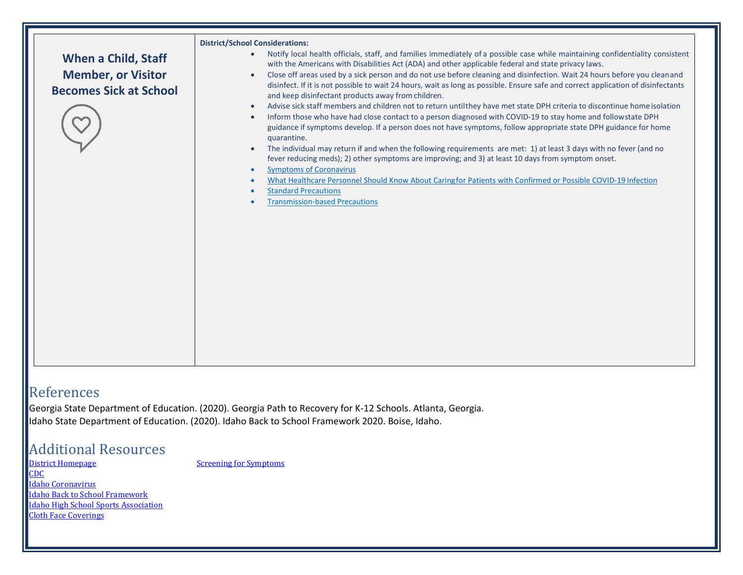| | |
|---|---|
| **When a Child, Staff Member, or Visitor Becomes Sick at School** | **District/School Considerations:**<br>• Notify local health officials, staff, and families immediately of a possible case while maintaining confidentiality consistent with the Americans with Disabilities Act (ADA) and other applicable federal and state privacy laws.<br>• Close off areas used by a sick person and do not use before cleaning and disinfection. Wait 24 hours before you clean and disinfect. If it is not possible to wait 24 hours, wait as long as possible. Ensure safe and correct application of disinfectants and keep disinfectant products away from children.<br>• Advise sick staff members and children not to return until they have met state DPH criteria to discontinue home isolation<br>• Inform those who have had close contact to a person diagnosed with COVID-19 to stay home and follow state DPH guidance if symptoms develop. If a person does not have symptoms, follow appropriate state DPH guidance for home quarantine.<br>• The individual may return if and when the following requirements are met: 1) at least 3 days with no fever (and no fever reducing meds); 2) other symptoms are improving; and 3) at least 10 days from symptom onset.<br>• Symptoms of Coronavirus<br>• What Healthcare Personnel Should Know About Caring for Patients with Confirmed or Possible COVID-19 Infection<br>• Standard Precautions<br>• Transmission-based Precautions |

# References

Georgia State Department of Education. (2020). Georgia Path to Recovery for K-12 Schools. Atlanta, Georgia.
Idaho State Department of Education. (2020). Idaho Back to School Framework 2020. Boise, Idaho.

# Additional Resources

District Homepage
CDC
Idaho Coronavirus
Idaho Back to School Framework
Idaho High School Sports Association
Cloth Face Coverings
Screening for Symptoms